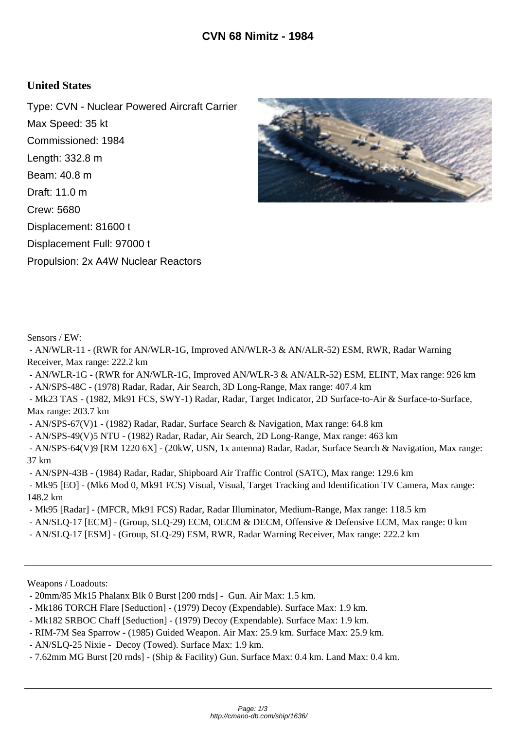# CVN 68 Nimitz - 1984

## United States

Type: CVN - Nuclear Powered Aircraft Carrier
Max Speed: 35 kt
Commissioned: 1984
Length: 332.8 m
Beam: 40.8 m
Draft: 11.0 m
Crew: 5680
Displacement: 81600 t
Displacement Full: 97000 t
Propulsion: 2x A4W Nuclear Reactors

Sensors / EW:

- AN/WLR-11 - (RWR for AN/WLR-1G, Improved AN/WLR-3 & AN/ALR-52) ESM, RWR, Radar Warning Receiver, Max range: 222.2 km
- AN/WLR-1G - (RWR for AN/WLR-1G, Improved AN/WLR-3 & AN/ALR-52) ESM, ELINT, Max range: 926 km
- AN/SPS-48C - (1978) Radar, Radar, Air Search, 3D Long-Range, Max range: 407.4 km
- Mk23 TAS - (1982, Mk91 FCS, SWY-1) Radar, Radar, Target Indicator, 2D Surface-to-Air & Surface-to-Surface, Max range: 203.7 km
- AN/SPS-67(V)1 - (1982) Radar, Radar, Surface Search & Navigation, Max range: 64.8 km
- AN/SPS-49(V)5 NTU - (1982) Radar, Radar, Air Search, 2D Long-Range, Max range: 463 km
- AN/SPS-64(V)9 [RM 1220 6X] - (20kW, USN, 1x antenna) Radar, Radar, Surface Search & Navigation, Max range: 37 km
- AN/SPN-43B - (1984) Radar, Radar, Shipboard Air Traffic Control (SATC), Max range: 129.6 km
- Mk95 [EO] - (Mk6 Mod 0, Mk91 FCS) Visual, Visual, Target Tracking and Identification TV Camera, Max range: 148.2 km
- Mk95 [Radar] - (MFCR, Mk91 FCS) Radar, Radar Illuminator, Medium-Range, Max range: 118.5 km
- AN/SLQ-17 [ECM] - (Group, SLQ-29) ECM, OECM & DECM, Offensive & Defensive ECM, Max range: 0 km
- AN/SLQ-17 [ESM] - (Group, SLQ-29) ESM, RWR, Radar Warning Receiver, Max range: 222.2 km

---

Weapons / Loadouts:

- 20mm/85 Mk15 Phalanx Blk 0 Burst [200 rnds] - Gun. Air Max: 1.5 km.
- Mk186 TORCH Flare [Seduction] - (1979) Decoy (Expendable). Surface Max: 1.9 km.
- Mk182 SRBOC Chaff [Seduction] - (1979) Decoy (Expendable). Surface Max: 1.9 km.
- RIM-7M Sea Sparrow - (1985) Guided Weapon. Air Max: 25.9 km. Surface Max: 25.9 km.
- AN/SLQ-25 Nixie - Decoy (Towed). Surface Max: 1.9 km.
- 7.62mm MG Burst [20 rnds] - (Ship & Facility) Gun. Surface Max: 0.4 km. Land Max: 0.4 km.

---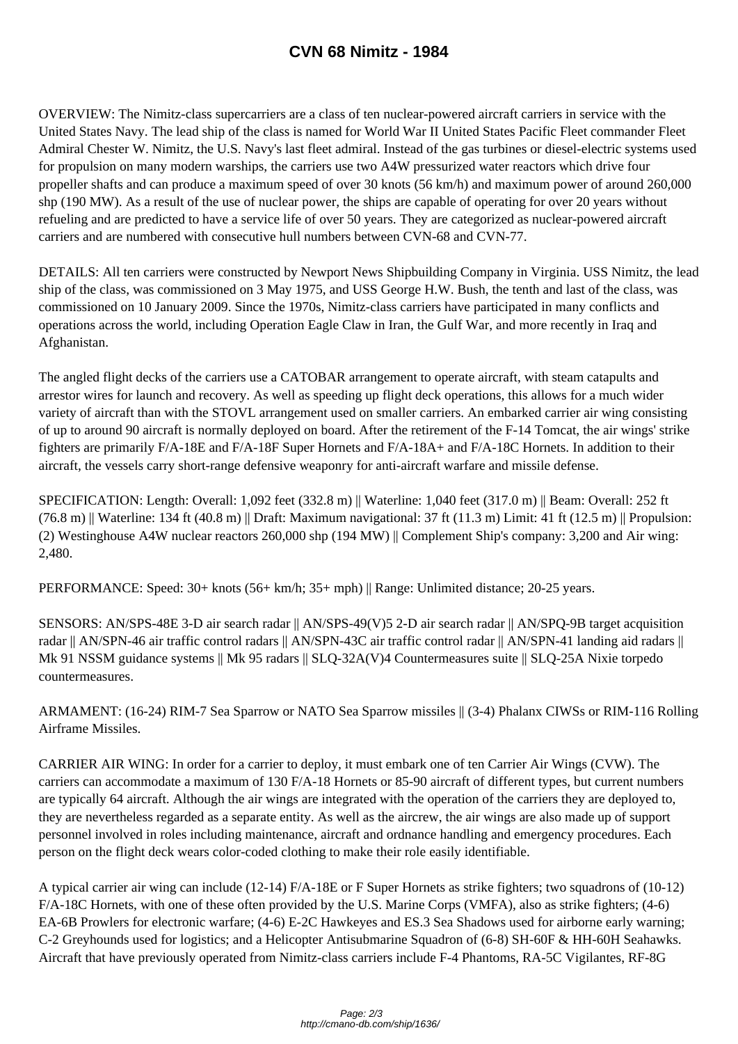# CVN 68 Nimitz - 1984

OVERVIEW: The Nimitz-class supercarriers are a class of ten nuclear-powered aircraft carriers in service with the United States Navy. The lead ship of the class is named for World War II United States Pacific Fleet commander Fleet Admiral Chester W. Nimitz, the U.S. Navy's last fleet admiral. Instead of the gas turbines or diesel-electric systems used for propulsion on many modern warships, the carriers use two A4W pressurized water reactors which drive four propeller shafts and can produce a maximum speed of over 30 knots (56 km/h) and maximum power of around 260,000 shp (190 MW). As a result of the use of nuclear power, the ships are capable of operating for over 20 years without refueling and are predicted to have a service life of over 50 years. They are categorized as nuclear-powered aircraft carriers and are numbered with consecutive hull numbers between CVN-68 and CVN-77.

DETAILS: All ten carriers were constructed by Newport News Shipbuilding Company in Virginia. USS Nimitz, the lead ship of the class, was commissioned on 3 May 1975, and USS George H.W. Bush, the tenth and last of the class, was commissioned on 10 January 2009. Since the 1970s, Nimitz-class carriers have participated in many conflicts and operations across the world, including Operation Eagle Claw in Iran, the Gulf War, and more recently in Iraq and Afghanistan.

The angled flight decks of the carriers use a CATOBAR arrangement to operate aircraft, with steam catapults and arrestor wires for launch and recovery. As well as speeding up flight deck operations, this allows for a much wider variety of aircraft than with the STOVL arrangement used on smaller carriers. An embarked carrier air wing consisting of up to around 90 aircraft is normally deployed on board. After the retirement of the F-14 Tomcat, the air wings' strike fighters are primarily F/A-18E and F/A-18F Super Hornets and F/A-18A+ and F/A-18C Hornets. In addition to their aircraft, the vessels carry short-range defensive weaponry for anti-aircraft warfare and missile defense.

SPECIFICATION: Length: Overall: 1,092 feet (332.8 m) || Waterline: 1,040 feet (317.0 m) || Beam: Overall: 252 ft (76.8 m) || Waterline: 134 ft (40.8 m) || Draft: Maximum navigational: 37 ft (11.3 m) Limit: 41 ft (12.5 m) || Propulsion: (2) Westinghouse A4W nuclear reactors 260,000 shp (194 MW) || Complement Ship's company: 3,200 and Air wing: 2,480.

PERFORMANCE: Speed: 30+ knots (56+ km/h; 35+ mph) || Range: Unlimited distance; 20-25 years.

SENSORS: AN/SPS-48E 3-D air search radar || AN/SPS-49(V)5 2-D air search radar || AN/SPQ-9B target acquisition radar || AN/SPN-46 air traffic control radars || AN/SPN-43C air traffic control radar || AN/SPN-41 landing aid radars || Mk 91 NSSM guidance systems || Mk 95 radars || SLQ-32A(V)4 Countermeasures suite || SLQ-25A Nixie torpedo countermeasures.

ARMAMENT: (16-24) RIM-7 Sea Sparrow or NATO Sea Sparrow missiles || (3-4) Phalanx CIWSs or RIM-116 Rolling Airframe Missiles.

CARRIER AIR WING: In order for a carrier to deploy, it must embark one of ten Carrier Air Wings (CVW). The carriers can accommodate a maximum of 130 F/A-18 Hornets or 85-90 aircraft of different types, but current numbers are typically 64 aircraft. Although the air wings are integrated with the operation of the carriers they are deployed to, they are nevertheless regarded as a separate entity. As well as the aircrew, the air wings are also made up of support personnel involved in roles including maintenance, aircraft and ordnance handling and emergency procedures. Each person on the flight deck wears color-coded clothing to make their role easily identifiable.

A typical carrier air wing can include (12-14) F/A-18E or F Super Hornets as strike fighters; two squadrons of (10-12) F/A-18C Hornets, with one of these often provided by the U.S. Marine Corps (VMFA), also as strike fighters; (4-6) EA-6B Prowlers for electronic warfare; (4-6) E-2C Hawkeyes and ES.3 Sea Shadows used for airborne early warning; C-2 Greyhounds used for logistics; and a Helicopter Antisubmarine Squadron of (6-8) SH-60F & HH-60H Seahawks. Aircraft that have previously operated from Nimitz-class carriers include F-4 Phantoms, RA-5C Vigilantes, RF-8G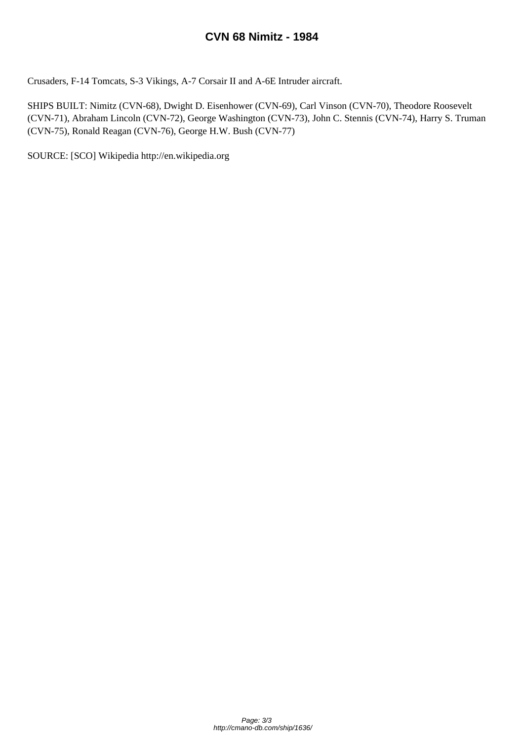Crusaders, F-14 Tomcats, S-3 Vikings, A-7 Corsair II and A-6E Intruder aircraft.

SHIPS BUILT: Nimitz (CVN-68), Dwight D. Eisenhower (CVN-69), Carl Vinson (CVN-70), Theodore Roosevelt (CVN-71), Abraham Lincoln (CVN-72), George Washington (CVN-73), John C. Stennis (CVN-74), Harry S. Truman (CVN-75), Ronald Reagan (CVN-76), George H.W. Bush (CVN-77)

SOURCE: [SCO] Wikipedia http://en.wikipedia.org